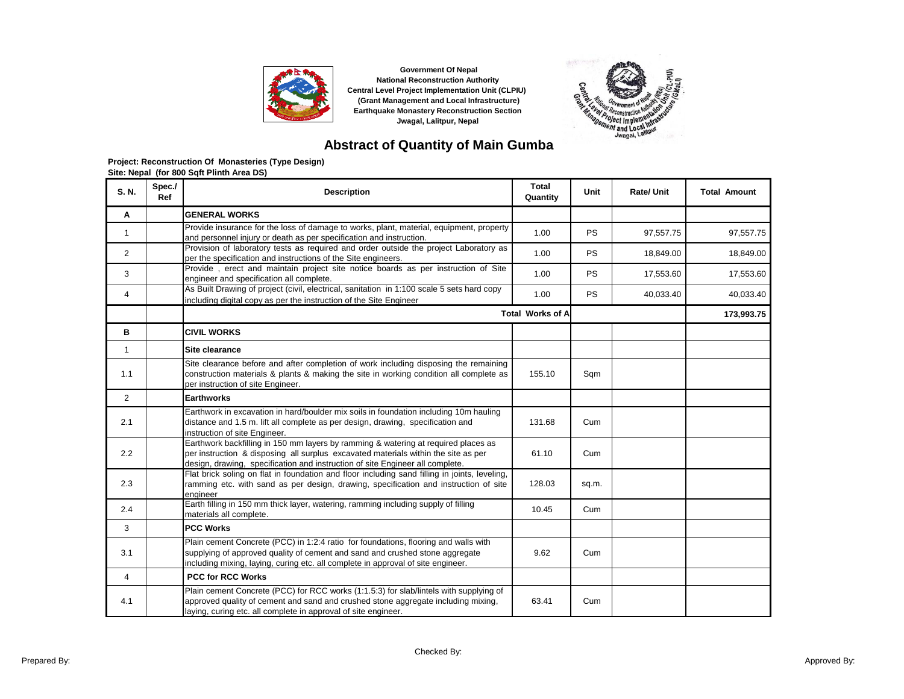**Government Of Nepal**
**National Reconstruction Authority**
**Central Level Project Implementation Unit (CLPIU)**
**(Grant Management and Local Infrastructure)**
**Earthquake Monastery Reconstruction Section**
**Jwagal, Lalitpur, Nepal**

# Abstract of Quantity of Main Gumba

**Project: Reconstruction Of Monasteries (Type Design)**
**Site: Nepal (for 800 Sqft Plinth Area DS)**

| S. N. | Spec./ Ref | Description | Total Quantity | Unit | Rate/ Unit | Total Amount |
|---|---|---|---|---|---|---|
| A | | **GENERAL WORKS** | | | | |
| 1 | | Provide insurance for the loss of damage to works, plant, material, equipment, property and personnel injury or death as per specification and instruction. | 1.00 | PS | 97,557.75 | 97,557.75 |
| 2 | | Provision of laboratory tests as required and order outside the project Laboratory as per the specification and instructions of the Site engineers. | 1.00 | PS | 18,849.00 | 18,849.00 |
| 3 | | Provide , erect and maintain project site notice boards as per instruction of Site engineer and specification all complete. | 1.00 | PS | 17,553.60 | 17,553.60 |
| 4 | | As Built Drawing of project (civil, electrical, sanitation in 1:100 scale 5 sets hard copy including digital copy as per the instruction of the Site Engineer | 1.00 | PS | 40,033.40 | 40,033.40 |
| | | **Total Works of A** | | | | **173,993.75** |
| B | | **CIVIL WORKS** | | | | |
| 1 | | **Site clearance** | | | | |
| 1.1 | | Site clearance before and after completion of work including disposing the remaining construction materials & plants & making the site in working condition all complete as per instruction of site Engineer. | 155.10 | Sqm | | |
| 2 | | **Earthworks** | | | | |
| 2.1 | | Earthwork in excavation in hard/boulder mix soils in foundation including 10m hauling distance and 1.5 m. lift all complete as per design, drawing, specification and instruction of site Engineer. | 131.68 | Cum | | |
| 2.2 | | Earthwork backfilling in 150 mm layers by ramming & watering at required places as per instruction & disposing all surplus excavated materials within the site as per design, drawing, specification and instruction of site Engineer all complete. | 61.10 | Cum | | |
| 2.3 | | Flat brick soling on flat in foundation and floor including sand filling in joints, leveling, ramming etc. with sand as per design, drawing, specification and instruction of site engineer | 128.03 | sq.m. | | |
| 2.4 | | Earth filling in 150 mm thick layer, watering, ramming including supply of filling materials all complete. | 10.45 | Cum | | |
| 3 | | **PCC Works** | | | | |
| 3.1 | | Plain cement Concrete (PCC) in 1:2:4 ratio for foundations, flooring and walls with supplying of approved quality of cement and sand and crushed stone aggregate including mixing, laying, curing etc. all complete in approval of site engineer. | 9.62 | Cum | | |
| 4 | | **PCC for RCC Works** | | | | |
| 4.1 | | Plain cement Concrete (PCC) for RCC works (1:1.5:3) for slab/lintels with supplying of approved quality of cement and sand and crushed stone aggregate including mixing, laying, curing etc. all complete in approval of site engineer. | 63.41 | Cum | | |

Prepared By: Checked By: Approved By: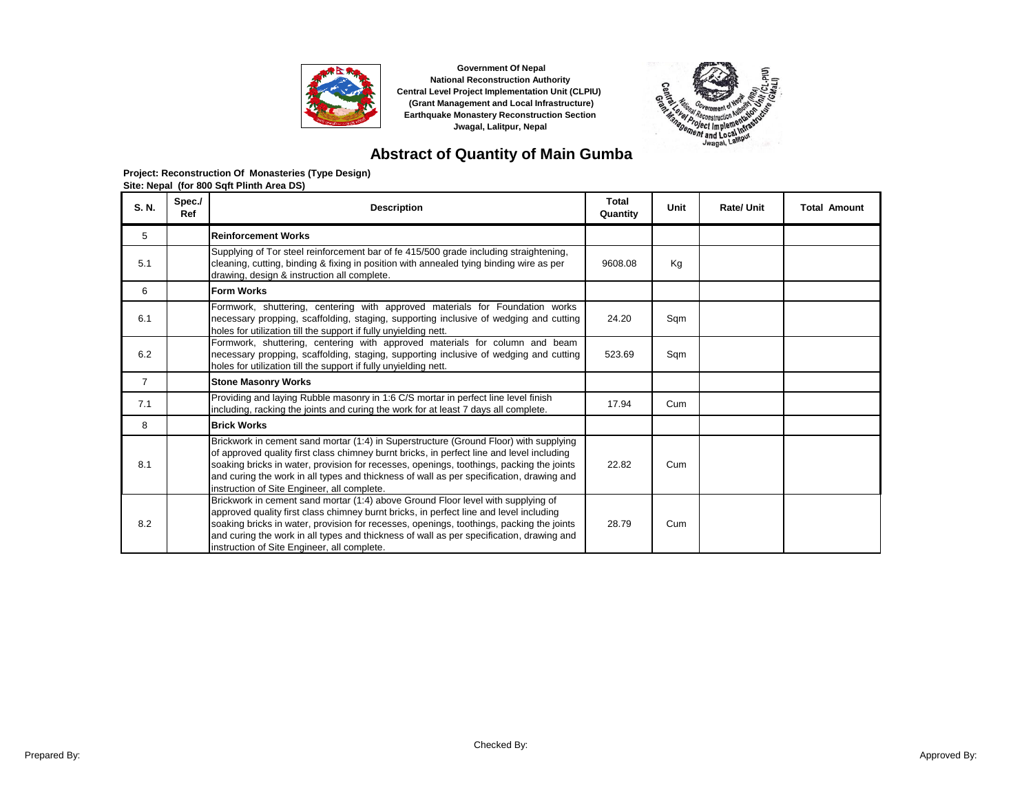Government Of Nepal
National Reconstruction Authority
Central Level Project Implementation Unit (CLPIU)
(Grant Management and Local Infrastructure)
Earthquake Monastery Reconstruction Section
Jwagal, Lalitpur, Nepal

# Abstract of Quantity of Main Gumba

**Project: Reconstruction Of Monasteries (Type Design)**
**Site: Nepal (for 800 Sqft Plinth Area DS)**

| S. N. | Spec./ Ref | Description | Total Quantity | Unit | Rate/ Unit | Total Amount |
|---|---|---|---|---|---|---|
| 5 | | **Reinforcement Works** | | | | |
| 5.1 | | Supplying of Tor steel reinforcement bar of fe 415/500 grade including straightening, cleaning, cutting, binding & fixing in position with annealed tying binding wire as per drawing, design & instruction all complete. | 9608.08 | Kg | | |
| 6 | | **Form Works** | | | | |
| 6.1 | | Formwork, shuttering, centering with approved materials for Foundation works necessary propping, scaffolding, staging, supporting inclusive of wedging and cutting holes for utilization till the support if fully unyielding nett. | 24.20 | Sqm | | |
| 6.2 | | Formwork, shuttering, centering with approved materials for column and beam necessary propping, scaffolding, staging, supporting inclusive of wedging and cutting holes for utilization till the support if fully unyielding nett. | 523.69 | Sqm | | |
| 7 | | **Stone Masonry Works** | | | | |
| 7.1 | | Providing and laying Rubble masonry in 1:6 C/S mortar in perfect line level finish including, racking the joints and curing the work for at least 7 days all complete. | 17.94 | Cum | | |
| 8 | | **Brick Works** | | | | |
| 8.1 | | Brickwork in cement sand mortar (1:4) in Superstructure (Ground Floor) with supplying of approved quality first class chimney burnt bricks, in perfect line and level including soaking bricks in water, provision for recesses, openings, toothings, packing the joints and curing the work in all types and thickness of wall as per specification, drawing and instruction of Site Engineer, all complete. | 22.82 | Cum | | |
| 8.2 | | Brickwork in cement sand mortar (1:4) above Ground Floor level with supplying of approved quality first class chimney burnt bricks, in perfect line and level including soaking bricks in water, provision for recesses, openings, toothings, packing the joints and curing the work in all types and thickness of wall as per specification, drawing and instruction of Site Engineer, all complete. | 28.79 | Cum | | |

Prepared By: Checked By: Approved By: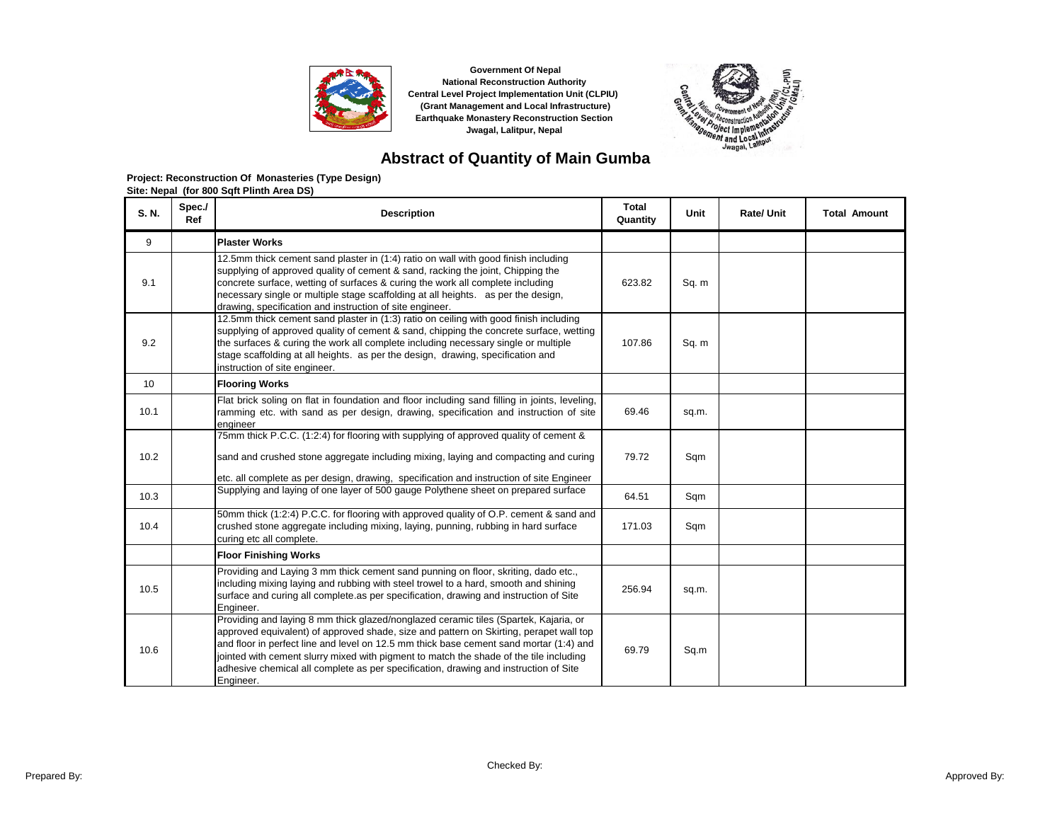Government Of Nepal
National Reconstruction Authority
Central Level Project Implementation Unit (CLPIU)
(Grant Management and Local Infrastructure)
Earthquake Monastery Reconstruction Section
Jwagal, Lalitpur, Nepal

# Abstract of Quantity of Main Gumba

**Project: Reconstruction Of Monasteries (Type Design)**
**Site: Nepal (for 800 Sqft Plinth Area DS)**

| S. N. | Spec./ Ref | Description | Total Quantity | Unit | Rate/ Unit | Total Amount |
|---|---|---|---|---|---|---|
| 9 | | **Plaster Works** | | | | |
| 9.1 | | 12.5mm thick cement sand plaster in (1:4) ratio on wall with good finish including supplying of approved quality of cement & sand, racking the joint, Chipping the concrete surface, wetting of surfaces & curing the work all complete including necessary single or multiple stage scaffolding at all heights. as per the design, drawing, specification and instruction of site engineer. | 623.82 | Sq. m | | |
| 9.2 | | 12.5mm thick cement sand plaster in (1:3) ratio on ceiling with good finish including supplying of approved quality of cement & sand, chipping the concrete surface, wetting the surfaces & curing the work all complete including necessary single or multiple stage scaffolding at all heights. as per the design, drawing, specification and instruction of site engineer. | 107.86 | Sq. m | | |
| 10 | | **Flooring Works** | | | | |
| 10.1 | | Flat brick soling on flat in foundation and floor including sand filling in joints, leveling, ramming etc. with sand as per design, drawing, specification and instruction of site engineer | 69.46 | sq.m. | | |
| 10.2 | | 75mm thick P.C.C. (1:2:4) for flooring with supplying of approved quality of cement & sand and crushed stone aggregate including mixing, laying and compacting and curing etc. all complete as per design, drawing, specification and instruction of site Engineer | 79.72 | Sqm | | |
| 10.3 | | Supplying and laying of one layer of 500 gauge Polythene sheet on prepared surface | 64.51 | Sqm | | |
| 10.4 | | 50mm thick (1:2:4) P.C.C. for flooring with approved quality of O.P. cement & sand and crushed stone aggregate including mixing, laying, punning, rubbing in hard surface curing etc all complete. | 171.03 | Sqm | | |
| | | **Floor Finishing Works** | | | | |
| 10.5 | | Providing and Laying 3 mm thick cement sand punning on floor, skriting, dado etc., including mixing laying and rubbing with steel trowel to a hard, smooth and shining surface and curing all complete.as per specification, drawing and instruction of Site Engineer. | 256.94 | sq.m. | | |
| 10.6 | | Providing and laying 8 mm thick glazed/nonglazed ceramic tiles (Spartek, Kajaria, or approved equivalent) of approved shade, size and pattern on Skirting, perapet wall top and floor in perfect line and level on 12.5 mm thick base cement sand mortar (1:4) and jointed with cement slurry mixed with pigment to match the shade of the tile including adhesive chemical all complete as per specification, drawing and instruction of Site Engineer. | 69.79 | Sq.m | | |

Prepared By: Checked By: Approved By: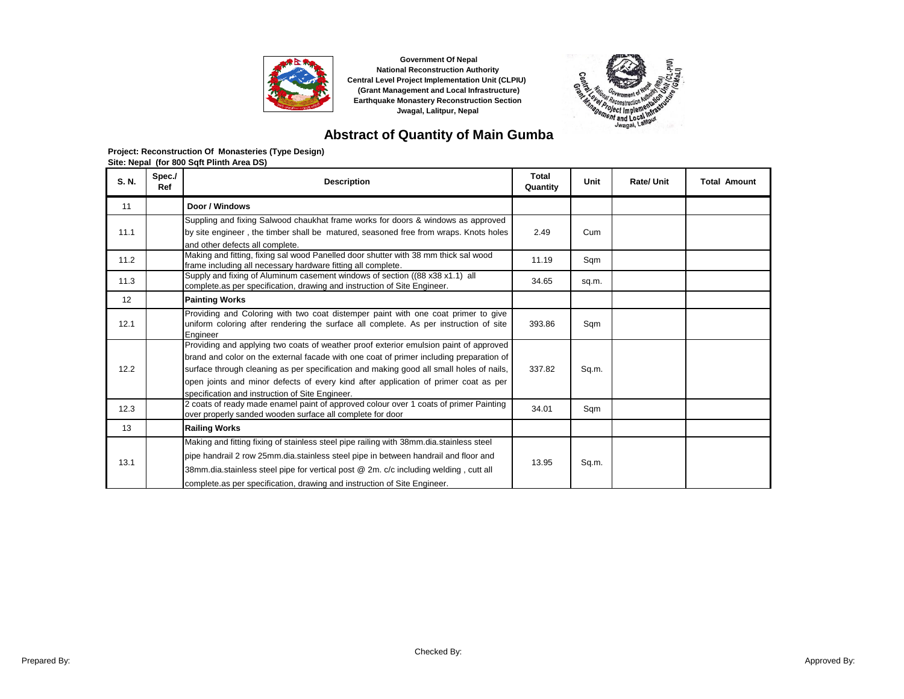Government Of Nepal
National Reconstruction Authority
Central Level Project Implementation Unit (CLPIU)
(Grant Management and Local Infrastructure)
Earthquake Monastery Reconstruction Section
Jwagal, Lalitpur, Nepal

# Abstract of Quantity of Main Gumba

**Project: Reconstruction Of Monasteries (Type Design)**
**Site: Nepal (for 800 Sqft Plinth Area DS)**

| S. N. | Spec./ Ref | Description | Total Quantity | Unit | Rate/ Unit | Total Amount |
|---|---|---|---|---|---|---|
| 11 | | **Door / Windows** | | | | |
| 11.1 | | Suppling and fixing Salwood chaukhat frame works for doors & windows as approved by site engineer , the timber shall be matured, seasoned free from wraps. Knots holes and other defects all complete. | 2.49 | Cum | | |
| 11.2 | | Making and fitting, fixing sal wood Panelled door shutter with 38 mm thick sal wood frame including all necessary hardware fitting all complete. | 11.19 | Sqm | | |
| 11.3 | | Supply and fixing of Aluminum casement windows of section ((88 x38 x1.1) all complete.as per specification, drawing and instruction of Site Engineer. | 34.65 | sq.m. | | |
| 12 | | **Painting Works** | | | | |
| 12.1 | | Providing and Coloring with two coat distemper paint with one coat primer to give uniform coloring after rendering the surface all complete. As per instruction of site Engineer | 393.86 | Sqm | | |
| 12.2 | | Providing and applying two coats of weather proof exterior emulsion paint of approved brand and color on the external facade with one coat of primer including preparation of surface through cleaning as per specification and making good all small holes of nails, open joints and minor defects of every kind after application of primer coat as per specification and instruction of Site Engineer. | 337.82 | Sq.m. | | |
| 12.3 | | 2 coats of ready made enamel paint of approved colour over 1 coats of primer Painting over properly sanded wooden surface all complete for door | 34.01 | Sqm | | |
| 13 | | **Railing Works** | | | | |
| 13.1 | | Making and fitting fixing of stainless steel pipe railing with 38mm.dia.stainless steel pipe handrail 2 row 25mm.dia.stainless steel pipe in between handrail and floor and 38mm.dia.stainless steel pipe for vertical post @ 2m. c/c including welding , cutt all complete.as per specification, drawing and instruction of Site Engineer. | 13.95 | Sq.m. | | |

Prepared By: Checked By: Approved By: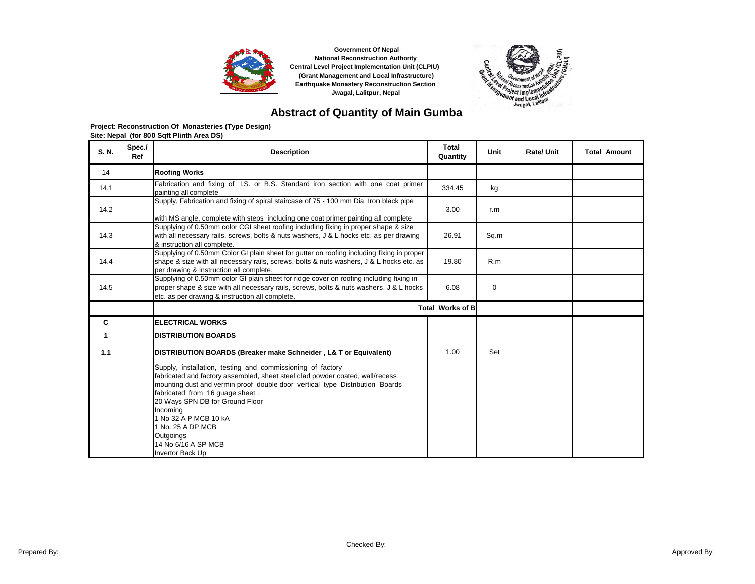Government Of Nepal
National Reconstruction Authority
Central Level Project Implementation Unit (CLPIU)
(Grant Management and Local Infrastructure)
Earthquake Monastery Reconstruction Section
Jwagal, Lalitpur, Nepal

# Abstract of Quantity of Main Gumba

**Project: Reconstruction Of Monasteries (Type Design)**
**Site: Nepal (for 800 Sqft Plinth Area DS)**

| S. N. | Spec./ Ref | Description | Total Quantity | Unit | Rate/ Unit | Total Amount |
|---|---|---|---|---|---|---|
| 14 | | **Roofing Works** | | | | |
| 14.1 | | Fabrication and fixing of I.S. or B.S. Standard iron section with one coat primer painting all complete | 334.45 | kg | | |
| 14.2 | | Supply, Fabrication and fixing of spiral staircase of 75 - 100 mm Dia Iron black pipe with MS angle, complete with steps including one coat primer painting all complete | 3.00 | r.m | | |
| 14.3 | | Supplying of 0.50mm color CGI sheet roofing including fixing in proper shape & size with all necessary rails, screws, bolts & nuts washers, J & L hocks etc. as per drawing & instruction all complete. | 26.91 | Sq.m | | |
| 14.4 | | Supplying of 0.50mm Color GI plain sheet for gutter on roofing including fixing in proper shape & size with all necessary rails, screws, bolts & nuts washers, J & L hocks etc. as per drawing & instruction all complete. | 19.80 | R.m | | |
| 14.5 | | Supplying of 0.50mm color GI plain sheet for ridge cover on roofing including fixing in proper shape & size with all necessary rails, screws, bolts & nuts washers, J & L hocks etc. as per drawing & instruction all complete. | 6.08 | 0 | | |
| | | **Total Works of B** | | | | |
| **C** | | **ELECTRICAL WORKS** | | | | |
| **1** | | **DISTRIBUTION BOARDS** | | | | |
| **1.1** | | **DISTRIBUTION BOARDS (Breaker make Schneider , L& T or Equivalent)**<br>Supply, installation, testing and commissioning of factory fabricated and factory assembled, sheet steel clad powder coated, wall/recess mounting dust and vermin proof double door vertical type Distribution Boards fabricated from 16 guage sheet .<br>20 Ways SPN DB for Ground Floor<br>Incoming<br>1 No 32 A P MCB 10 kA<br>1 No. 25 A DP MCB<br>Outgoings<br>14 No 6/16 A SP MCB | 1.00 | Set | | |
| | | Invertor Back Up | | | | |

Prepared By: Checked By: Approved By: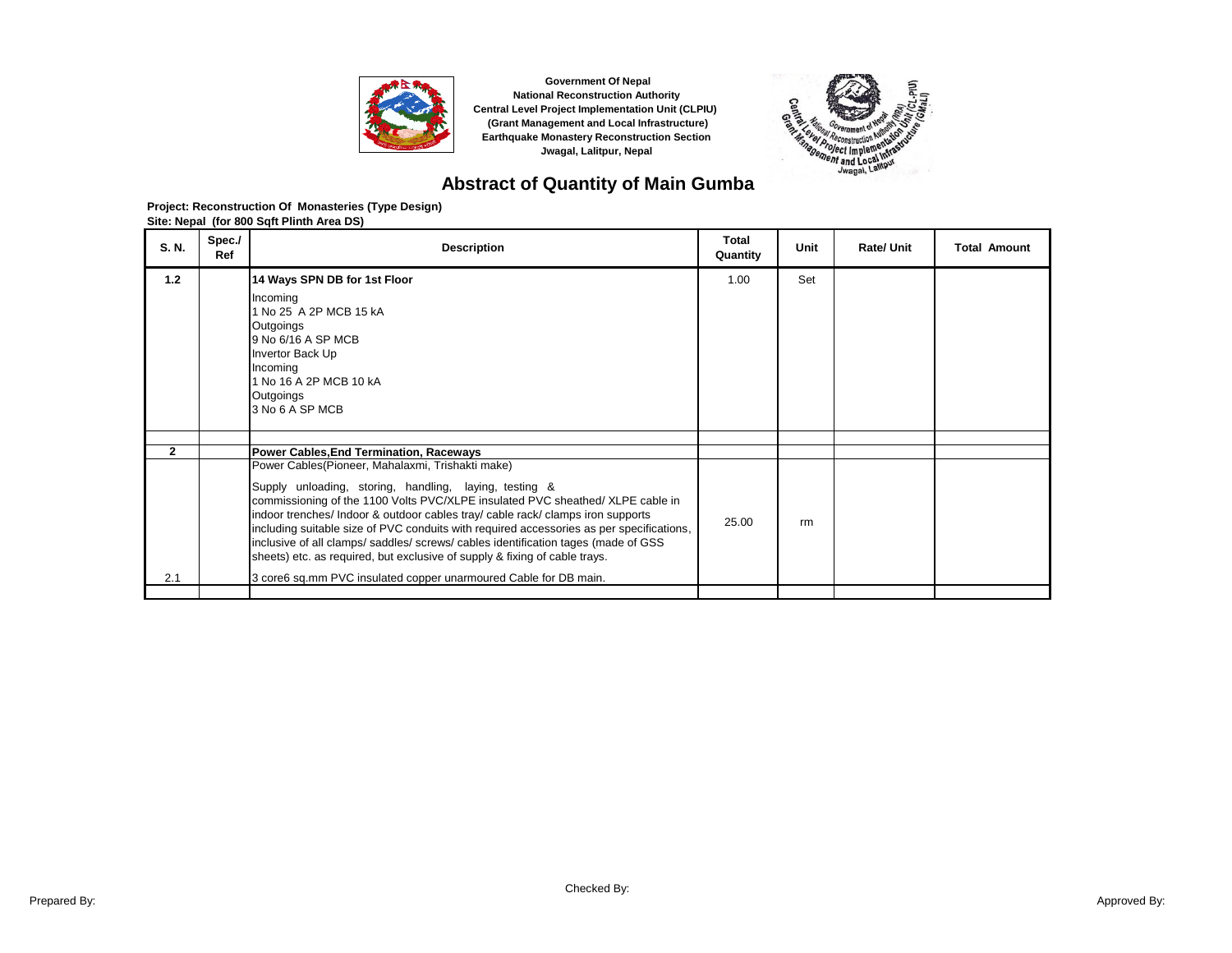Government Of Nepal
National Reconstruction Authority
Central Level Project Implementation Unit (CLPIU)
(Grant Management and Local Infrastructure)
Earthquake Monastery Reconstruction Section
Jwagal, Lalitpur, Nepal

# Abstract of Quantity of Main Gumba

**Project: Reconstruction Of Monasteries (Type Design)**
**Site: Nepal (for 800 Sqft Plinth Area DS)**

| S. N. | Spec./ Ref | Description | Total Quantity | Unit | Rate/ Unit | Total Amount |
|---|---|---|---|---|---|---|
| **1.2** | | **14 Ways SPN DB for 1st Floor**<br>Incoming<br>1 No 25 A 2P MCB 15 kA<br>Outgoings<br>9 No 6/16 A SP MCB<br>Invertor Back Up<br>Incoming<br>1 No 16 A 2P MCB 10 kA<br>Outgoings<br>3 No 6 A SP MCB | 1.00 | Set | | |
| | | | | | | |
| **2** | | **Power Cables,End Termination, Raceways** | | | | |
| 2.1 | | Power Cables(Pioneer, Mahalaxmi, Trishakti make)<br>Supply unloading, storing, handling, laying, testing & commissioning of the 1100 Volts PVC/XLPE insulated PVC sheathed/ XLPE cable in indoor trenches/ Indoor & outdoor cables tray/ cable rack/ clamps iron supports including suitable size of PVC conduits with required accessories as per specifications, inclusive of all clamps/ saddles/ screws/ cables identification tages (made of GSS sheets) etc. as required, but exclusive of supply & fixing of cable trays.<br>3 core6 sq.mm PVC insulated copper unarmoured Cable for DB main. | 25.00 | rm | | |
| | | | | | | |

Prepared By: | Checked By: | Approved By: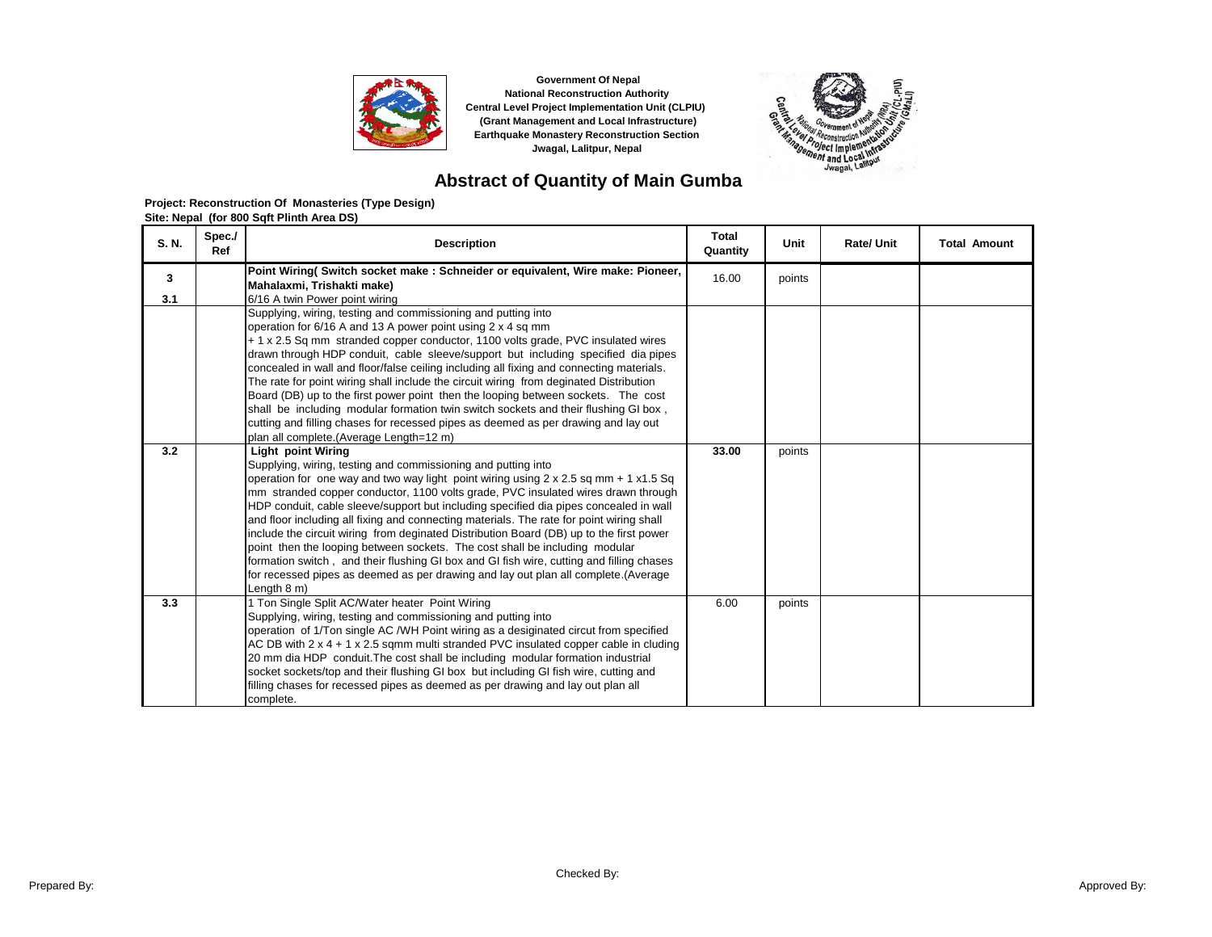Government Of Nepal
National Reconstruction Authority
Central Level Project Implementation Unit (CLPIU)
(Grant Management and Local Infrastructure)
Earthquake Monastery Reconstruction Section
Jwagal, Lalitpur, Nepal

# Abstract of Quantity of Main Gumba

**Project: Reconstruction Of Monasteries (Type Design)**
**Site: Nepal (for 800 Sqft Plinth Area DS)**

| S. N. | Spec./ Ref | Description | Total Quantity | Unit | Rate/ Unit | Total Amount |
|---|---|---|---|---|---|---|
| **3** | | **Point Wiring( Switch socket make : Schneider or equivalent, Wire make: Pioneer, Mahalaxmi, Trishakti make)** | 16.00 | points | | |
| **3.1** | | 6/16 A twin Power point wiring | | | | |
| | | Supplying, wiring, testing and commissioning and putting into operation for 6/16 A and 13 A power point using 2 x 4 sq mm + 1 x 2.5 Sq mm stranded copper conductor, 1100 volts grade, PVC insulated wires drawn through HDP conduit, cable sleeve/support but including specified dia pipes concealed in wall and floor/false ceiling including all fixing and connecting materials. The rate for point wiring shall include the circuit wiring from deginated Distribution Board (DB) up to the first power point then the looping between sockets. The cost shall be including modular formation twin switch sockets and their flushing GI box , cutting and filling chases for recessed pipes as deemed as per drawing and lay out plan all complete.(Average Length=12 m) | | | | |
| **3.2** | | **Light point Wiring** Supplying, wiring, testing and commissioning and putting into operation for one way and two way light point wiring using 2 x 2.5 sq mm + 1 x1.5 Sq mm stranded copper conductor, 1100 volts grade, PVC insulated wires drawn through HDP conduit, cable sleeve/support but including specified dia pipes concealed in wall and floor including all fixing and connecting materials. The rate for point wiring shall include the circuit wiring from deginated Distribution Board (DB) up to the first power point then the looping between sockets. The cost shall be including modular formation switch , and their flushing GI box and GI fish wire, cutting and filling chases for recessed pipes as deemed as per drawing and lay out plan all complete.(Average Length 8 m) | **33.00** | points | | |
| **3.3** | | 1 Ton Single Split AC/Water heater Point Wiring Supplying, wiring, testing and commissioning and putting into operation of 1/Ton single AC /WH Point wiring as a desiginated circut from specified AC DB with 2 x 4 + 1 x 2.5 sqmm multi stranded PVC insulated copper cable in cluding 20 mm dia HDP conduit.The cost shall be including modular formation industrial socket sockets/top and their flushing GI box but including GI fish wire, cutting and filling chases for recessed pipes as deemed as per drawing and lay out plan all complete. | 6.00 | points | | |

Prepared By: Checked By: Approved By: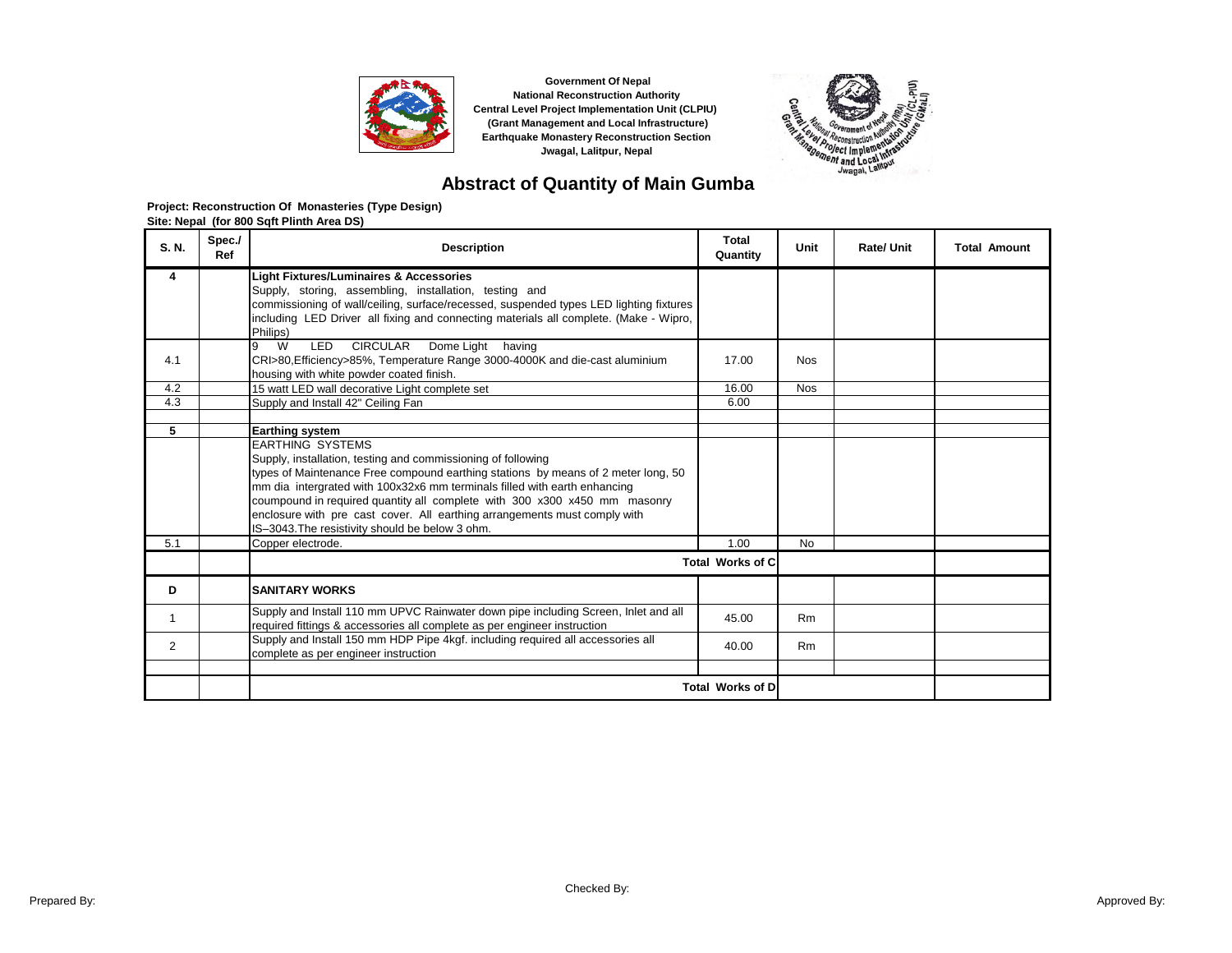Government Of Nepal
National Reconstruction Authority
Central Level Project Implementation Unit (CLPIU)
(Grant Management and Local Infrastructure)
Earthquake Monastery Reconstruction Section
Jwagal, Lalitpur, Nepal

# Abstract of Quantity of Main Gumba

**Project: Reconstruction Of Monasteries (Type Design)**
**Site: Nepal (for 800 Sqft Plinth Area DS)**

| S. N. | Spec./ Ref | Description | Total Quantity | Unit | Rate/ Unit | Total Amount |
|---|---|---|---|---|---|---|
| **4** | | **Light Fixtures/Luminaires & Accessories** Supply, storing, assembling, installation, testing and commissioning of wall/ceiling, surface/recessed, suspended types LED lighting fixtures including LED Driver all fixing and connecting materials all complete. (Make - Wipro, Philips) | | | | |
| 4.1 | | 9 W LED CIRCULAR Dome Light having CRI>80,Efficiency>85%, Temperature Range 3000-4000K and die-cast aluminium housing with white powder coated finish. | 17.00 | Nos | | |
| 4.2 | | 15 watt LED wall decorative Light complete set | 16.00 | Nos | | |
| 4.3 | | Supply and Install 42" Ceiling Fan | 6.00 | | | |
| | | | | | | |
| **5** | | **Earthing system** | | | | |
| | | EARTHING SYSTEMS Supply, installation, testing and commissioning of following types of Maintenance Free compound earthing stations by means of 2 meter long, 50 mm dia intergrated with 100x32x6 mm terminals filled with earth enhancing coumpound in required quantity all complete with 300 x300 x450 mm masonry enclosure with pre cast cover. All earthing arrangements must comply with IS–3043.The resistivity should be below 3 ohm. | | | | |
| 5.1 | | Copper electrode. | 1.00 | No | | |
| | | **Total Works of C** | | | | |
| **D** | | **SANITARY WORKS** | | | | |
| 1 | | Supply and Install 110 mm UPVC Rainwater down pipe including Screen, Inlet and all required fittings & accessories all complete as per engineer instruction | 45.00 | Rm | | |
| 2 | | Supply and Install 150 mm HDP Pipe 4kgf. including required all accessories all complete as per engineer instruction | 40.00 | Rm | | |
| | | | | | | |
| | | **Total Works of D** | | | | |

Prepared By: Checked By: Approved By: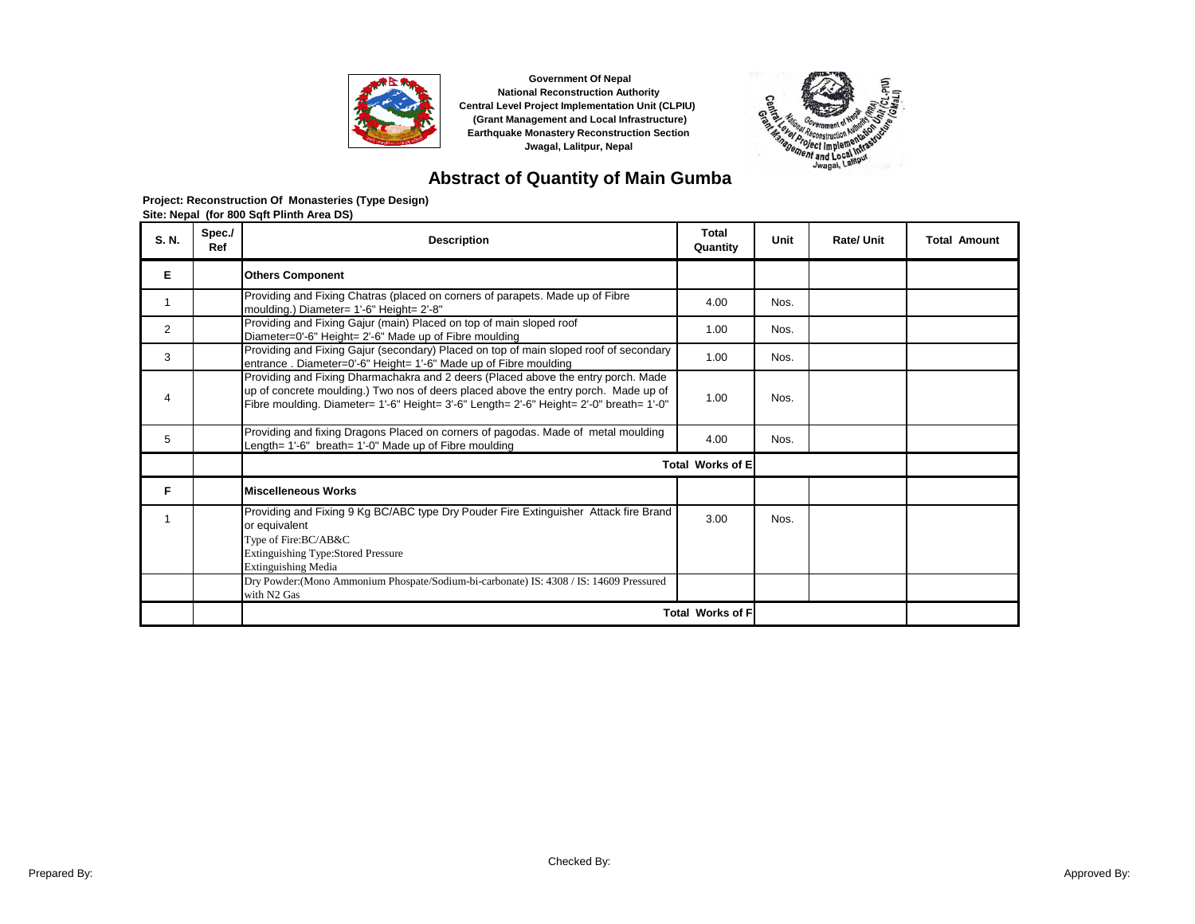Government Of Nepal
National Reconstruction Authority
Central Level Project Implementation Unit (CLPIU)
(Grant Management and Local Infrastructure)
Earthquake Monastery Reconstruction Section
Jwagal, Lalitpur, Nepal

# Abstract of Quantity of Main Gumba

**Project: Reconstruction Of Monasteries (Type Design)**
**Site: Nepal (for 800 Sqft Plinth Area DS)**

| S. N. | Spec./ Ref | Description | Total Quantity | Unit | Rate/ Unit | Total Amount |
|---|---|---|---|---|---|---|
| **E** | | **Others Component** | | | | |
| 1 | | Providing and Fixing Chatras (placed on corners of parapets. Made up of Fibre moulding.) Diameter= 1'-6" Height= 2'-8" | 4.00 | Nos. | | |
| 2 | | Providing and Fixing Gajur (main) Placed on top of main sloped roof Diameter=0'-6" Height= 2'-6" Made up of Fibre moulding | 1.00 | Nos. | | |
| 3 | | Providing and Fixing Gajur (secondary) Placed on top of main sloped roof of secondary entrance . Diameter=0'-6" Height= 1'-6" Made up of Fibre moulding | 1.00 | Nos. | | |
| 4 | | Providing and Fixing Dharmachakra and 2 deers (Placed above the entry porch. Made up of concrete moulding.) Two nos of deers placed above the entry porch. Made up of Fibre moulding. Diameter= 1'-6" Height= 3'-6" Length= 2'-6" Height= 2'-0" breath= 1'-0" | 1.00 | Nos. | | |
| 5 | | Providing and fixing Dragons Placed on corners of pagodas. Made of metal moulding Length= 1'-6" breath= 1'-0" Made up of Fibre moulding | 4.00 | Nos. | | |
| | | **Total Works of E** | | | | |
| **F** | | **Miscelleneous Works** | | | | |
| 1 | | Providing and Fixing 9 Kg BC/ABC type Dry Pouder Fire Extinguisher Attack fire Brand or equivalent<br>Type of Fire:BC/AB&C<br>Extinguishing Type:Stored Pressure<br>Extinguishing Media | 3.00 | Nos. | | |
| | | Dry Powder:(Mono Ammonium Phospate/Sodium-bi-carbonate) IS: 4308 / IS: 14609 Pressured with N2 Gas | | | | |
| | | **Total Works of F** | | | | |

Prepared By: Checked By: Approved By: